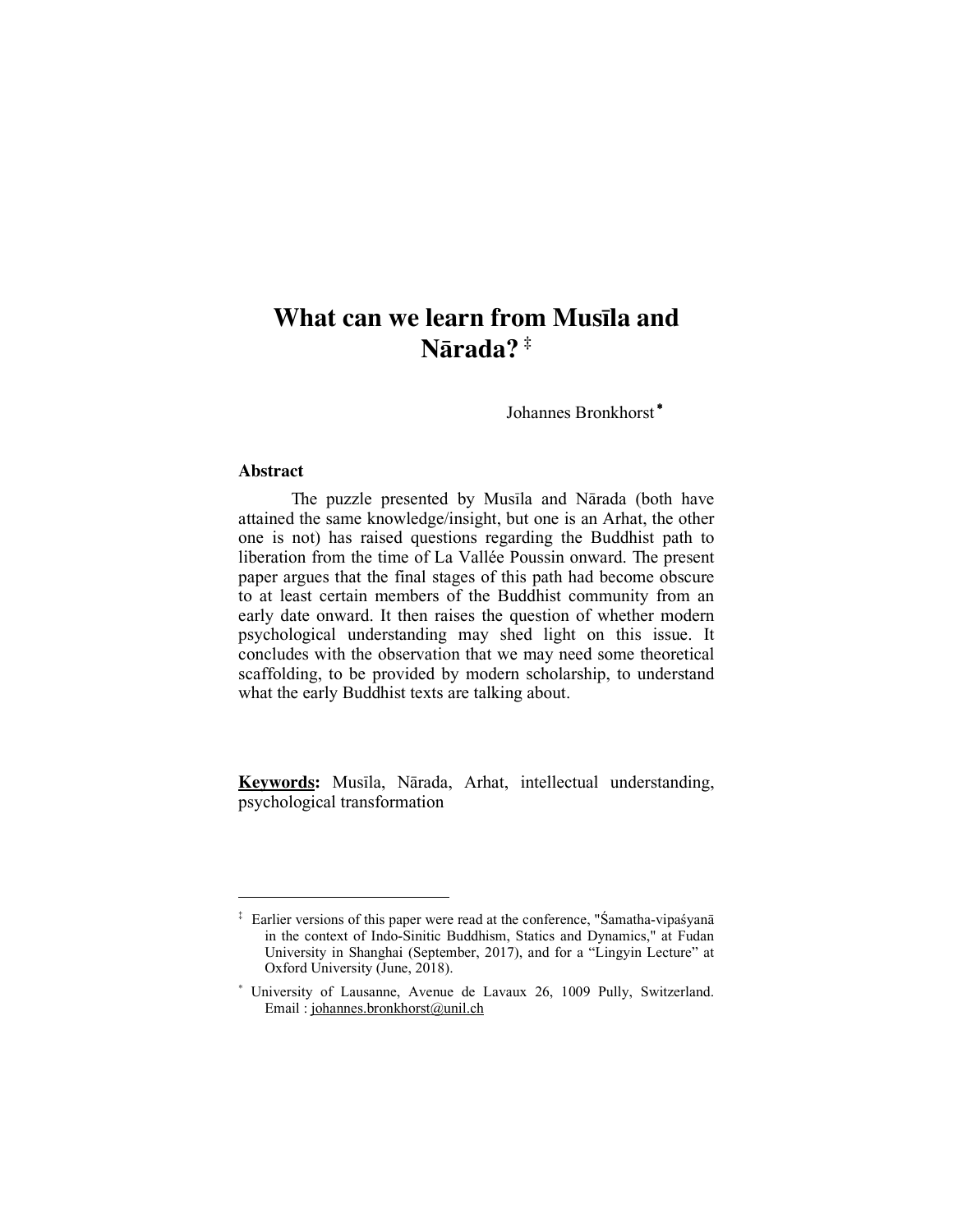# What can we learn from Musīla and Nārada? [‡]

Johannes Bronkhorst [*]

## Abstract

The puzzle presented by Musīla and Nārada (both have attained the same knowledge/insight, but one is an Arhat, the other one is not) has raised questions regarding the Buddhist path to liberation from the time of La Vallée Poussin onward. The present paper argues that the final stages of this path had become obscure to at least certain members of the Buddhist community from an early date onward. It then raises the question of whether modern psychological understanding may shed light on this issue. It concludes with the observation that we may need some theoretical scaffolding, to be provided by modern scholarship, to understand what the early Buddhist texts are talking about.

**Keywords:** Musīla, Nārada, Arhat, intellectual understanding, psychological transformation

---

[‡] Earlier versions of this paper were read at the conference, "Śamatha-vipaśyanā in the context of Indo-Sinitic Buddhism, Statics and Dynamics," at Fudan University in Shanghai (September, 2017), and for a "Lingyin Lecture" at Oxford University (June, 2018).

[*] University of Lausanne, Avenue de Lavaux 26, 1009 Pully, Switzerland. Email : johannes.bronkhorst@unil.ch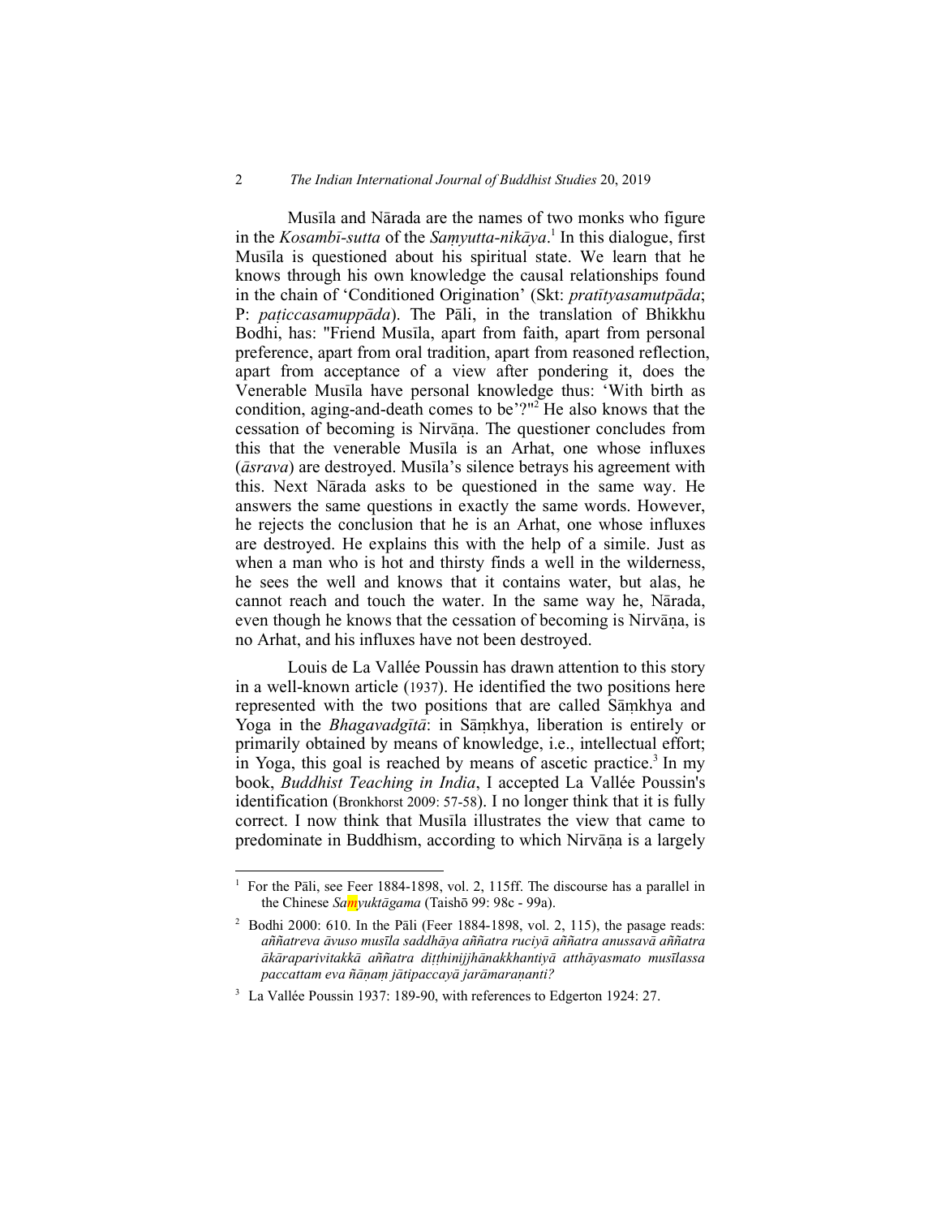Musīla and Nārada are the names of two monks who figure in the *Kosambī-sutta* of the *Saṃyutta-nikāya*.[1] In this dialogue, first Musīla is questioned about his spiritual state. We learn that he knows through his own knowledge the causal relationships found in the chain of 'Conditioned Origination' (Skt: *pratītyasamutpāda*; P: *paṭiccasamuppāda*). The Pāli, in the translation of Bhikkhu Bodhi, has: "Friend Musīla, apart from faith, apart from personal preference, apart from oral tradition, apart from reasoned reflection, apart from acceptance of a view after pondering it, does the Venerable Musīla have personal knowledge thus: 'With birth as condition, aging-and-death comes to be'?"[2] He also knows that the cessation of becoming is Nirvāṇa. The questioner concludes from this that the venerable Musīla is an Arhat, one whose influxes (*āsrava*) are destroyed. Musīla's silence betrays his agreement with this. Next Nārada asks to be questioned in the same way. He answers the same questions in exactly the same words. However, he rejects the conclusion that he is an Arhat, one whose influxes are destroyed. He explains this with the help of a simile. Just as when a man who is hot and thirsty finds a well in the wilderness, he sees the well and knows that it contains water, but alas, he cannot reach and touch the water. In the same way he, Nārada, even though he knows that the cessation of becoming is Nirvāṇa, is no Arhat, and his influxes have not been destroyed.

Louis de La Vallée Poussin has drawn attention to this story in a well-known article (1937). He identified the two positions here represented with the two positions that are called Sāṃkhya and Yoga in the *Bhagavadgītā*: in Sāṃkhya, liberation is entirely or primarily obtained by means of knowledge, i.e., intellectual effort; in Yoga, this goal is reached by means of ascetic practice.[3] In my book, *Buddhist Teaching in India*, I accepted La Vallée Poussin's identification (Bronkhorst 2009: 57-58). I no longer think that it is fully correct. I now think that Musīla illustrates the view that came to predominate in Buddhism, according to which Nirvāṇa is a largely

---

[1] For the Pāli, see Feer 1884-1898, vol. 2, 115ff. The discourse has a parallel in the Chinese *Saṃyuktāgama* (Taishō 99: 98c - 99a).

[2] Bodhi 2000: 610. In the Pāli (Feer 1884-1898, vol. 2, 115), the pasage reads: *aññatreva āvuso musīla saddhāya aññatra ruciyā aññatra anussavā aññatra ākāraparivitakkā aññatra diṭṭhinijjhānakkhantiyā atthāyasmato musīlassa paccattam eva ñāṇaṃ jātipaccayā jarāmaraṇanti?*

[3] La Vallée Poussin 1937: 189-90, with references to Edgerton 1924: 27.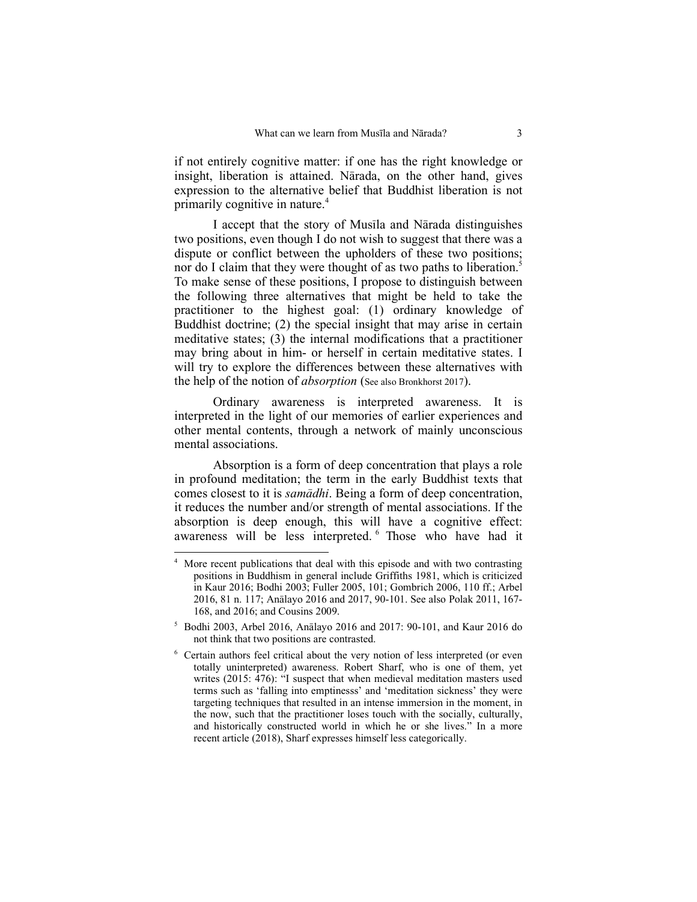if not entirely cognitive matter: if one has the right knowledge or insight, liberation is attained. Nārada, on the other hand, gives expression to the alternative belief that Buddhist liberation is not primarily cognitive in nature.[4]

I accept that the story of Musīla and Nārada distinguishes two positions, even though I do not wish to suggest that there was a dispute or conflict between the upholders of these two positions; nor do I claim that they were thought of as two paths to liberation.[5] To make sense of these positions, I propose to distinguish between the following three alternatives that might be held to take the practitioner to the highest goal: (1) ordinary knowledge of Buddhist doctrine; (2) the special insight that may arise in certain meditative states; (3) the internal modifications that a practitioner may bring about in him- or herself in certain meditative states. I will try to explore the differences between these alternatives with the help of the notion of *absorption* (See also Bronkhorst 2017).

Ordinary awareness is interpreted awareness. It is interpreted in the light of our memories of earlier experiences and other mental contents, through a network of mainly unconscious mental associations.

Absorption is a form of deep concentration that plays a role in profound meditation; the term in the early Buddhist texts that comes closest to it is *samādhi*. Being a form of deep concentration, it reduces the number and/or strength of mental associations. If the absorption is deep enough, this will have a cognitive effect: awareness will be less interpreted.[6] Those who have had it

---

[4] More recent publications that deal with this episode and with two contrasting positions in Buddhism in general include Griffiths 1981, which is criticized in Kaur 2016; Bodhi 2003; Fuller 2005, 101; Gombrich 2006, 110 ff.; Arbel 2016, 81 n. 117; Anālayo 2016 and 2017, 90-101. See also Polak 2011, 167-168, and 2016; and Cousins 2009.

[5] Bodhi 2003, Arbel 2016, Anālayo 2016 and 2017: 90-101, and Kaur 2016 do not think that two positions are contrasted.

[6] Certain authors feel critical about the very notion of less interpreted (or even totally uninterpreted) awareness. Robert Sharf, who is one of them, yet writes (2015: 476): "I suspect that when medieval meditation masters used terms such as 'falling into emptinesss' and 'meditation sickness' they were targeting techniques that resulted in an intense immersion in the moment, in the now, such that the practitioner loses touch with the socially, culturally, and historically constructed world in which he or she lives." In a more recent article (2018), Sharf expresses himself less categorically.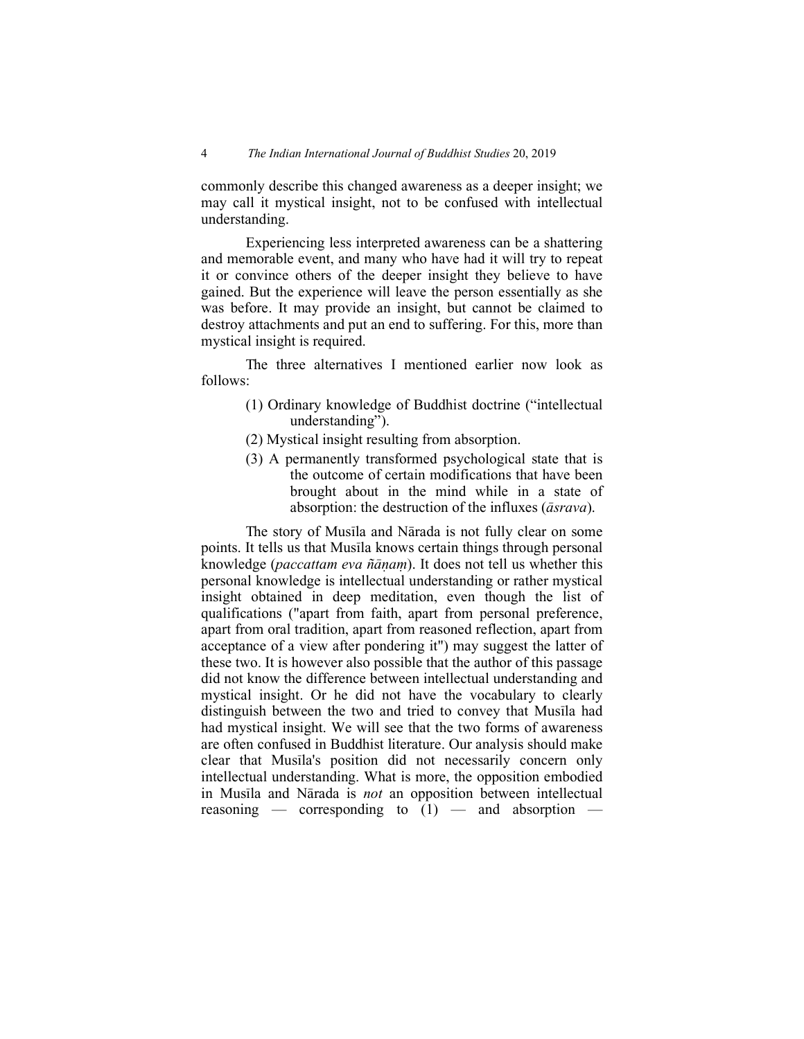commonly describe this changed awareness as a deeper insight; we may call it mystical insight, not to be confused with intellectual understanding.

Experiencing less interpreted awareness can be a shattering and memorable event, and many who have had it will try to repeat it or convince others of the deeper insight they believe to have gained. But the experience will leave the person essentially as she was before. It may provide an insight, but cannot be claimed to destroy attachments and put an end to suffering. For this, more than mystical insight is required.

The three alternatives I mentioned earlier now look as follows:

(1) Ordinary knowledge of Buddhist doctrine ("intellectual understanding").

(2) Mystical insight resulting from absorption.

(3) A permanently transformed psychological state that is the outcome of certain modifications that have been brought about in the mind while in a state of absorption: the destruction of the influxes (*āsrava*).

The story of Musīla and Nārada is not fully clear on some points. It tells us that Musīla knows certain things through personal knowledge (*paccattam eva ñāṇaṃ*). It does not tell us whether this personal knowledge is intellectual understanding or rather mystical insight obtained in deep meditation, even though the list of qualifications ("apart from faith, apart from personal preference, apart from oral tradition, apart from reasoned reflection, apart from acceptance of a view after pondering it") may suggest the latter of these two. It is however also possible that the author of this passage did not know the difference between intellectual understanding and mystical insight. Or he did not have the vocabulary to clearly distinguish between the two and tried to convey that Musīla had had mystical insight. We will see that the two forms of awareness are often confused in Buddhist literature. Our analysis should make clear that Musīla's position did not necessarily concern only intellectual understanding. What is more, the opposition embodied in Musīla and Nārada is *not* an opposition between intellectual reasoning — corresponding to (1) — and absorption —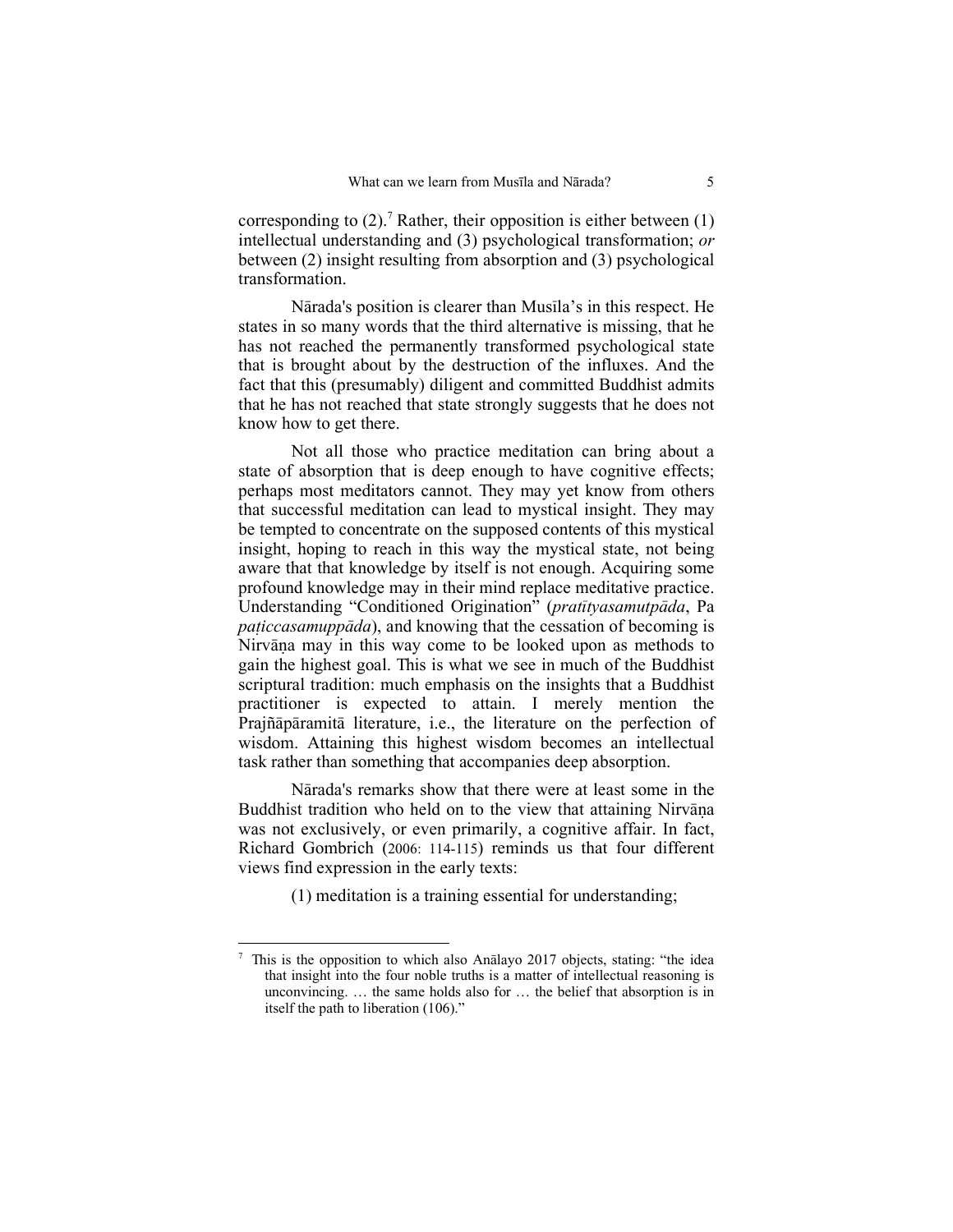corresponding to (2).[7] Rather, their opposition is either between (1) intellectual understanding and (3) psychological transformation; *or* between (2) insight resulting from absorption and (3) psychological transformation.

Nārada's position is clearer than Musīla's in this respect. He states in so many words that the third alternative is missing, that he has not reached the permanently transformed psychological state that is brought about by the destruction of the influxes. And the fact that this (presumably) diligent and committed Buddhist admits that he has not reached that state strongly suggests that he does not know how to get there.

Not all those who practice meditation can bring about a state of absorption that is deep enough to have cognitive effects; perhaps most meditators cannot. They may yet know from others that successful meditation can lead to mystical insight. They may be tempted to concentrate on the supposed contents of this mystical insight, hoping to reach in this way the mystical state, not being aware that that knowledge by itself is not enough. Acquiring some profound knowledge may in their mind replace meditative practice. Understanding "Conditioned Origination" (*pratītyasamutpāda*, Pa *paṭiccasamuppāda*), and knowing that the cessation of becoming is Nirvāṇa may in this way come to be looked upon as methods to gain the highest goal. This is what we see in much of the Buddhist scriptural tradition: much emphasis on the insights that a Buddhist practitioner is expected to attain. I merely mention the Prajñāpāramitā literature, i.e., the literature on the perfection of wisdom. Attaining this highest wisdom becomes an intellectual task rather than something that accompanies deep absorption.

Nārada's remarks show that there were at least some in the Buddhist tradition who held on to the view that attaining Nirvāṇa was not exclusively, or even primarily, a cognitive affair. In fact, Richard Gombrich (2006: 114-115) reminds us that four different views find expression in the early texts:

(1) meditation is a training essential for understanding;

---

[7] This is the opposition to which also Anālayo 2017 objects, stating: "the idea that insight into the four noble truths is a matter of intellectual reasoning is unconvincing. … the same holds also for … the belief that absorption is in itself the path to liberation (106)."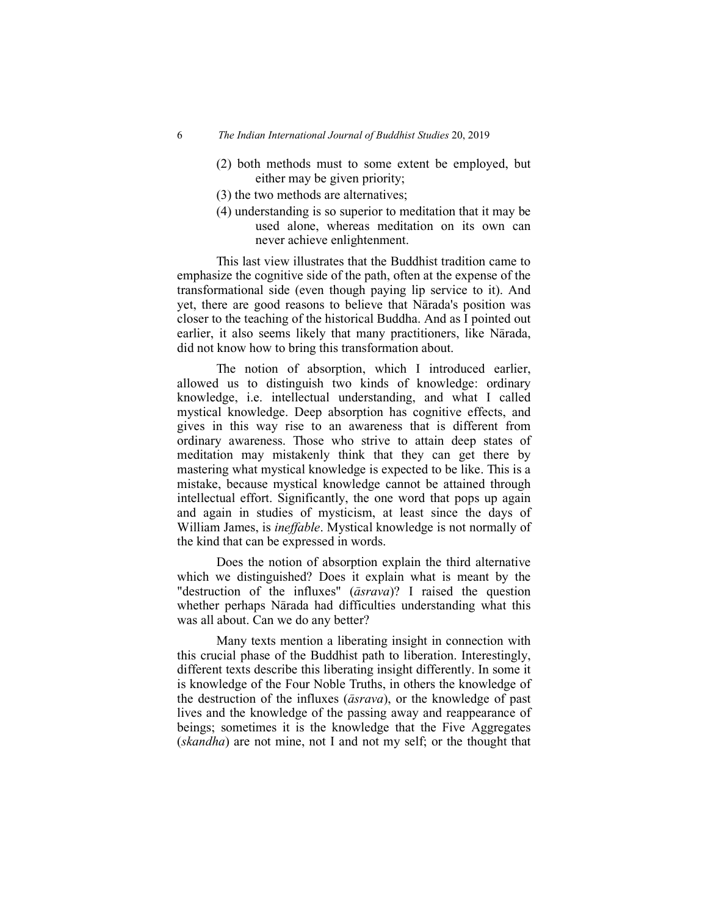(2) both methods must to some extent be employed, but either may be given priority;

(3) the two methods are alternatives;

(4) understanding is so superior to meditation that it may be used alone, whereas meditation on its own can never achieve enlightenment.

This last view illustrates that the Buddhist tradition came to emphasize the cognitive side of the path, often at the expense of the transformational side (even though paying lip service to it). And yet, there are good reasons to believe that Nārada's position was closer to the teaching of the historical Buddha. And as I pointed out earlier, it also seems likely that many practitioners, like Nārada, did not know how to bring this transformation about.

The notion of absorption, which I introduced earlier, allowed us to distinguish two kinds of knowledge: ordinary knowledge, i.e. intellectual understanding, and what I called mystical knowledge. Deep absorption has cognitive effects, and gives in this way rise to an awareness that is different from ordinary awareness. Those who strive to attain deep states of meditation may mistakenly think that they can get there by mastering what mystical knowledge is expected to be like. This is a mistake, because mystical knowledge cannot be attained through intellectual effort. Significantly, the one word that pops up again and again in studies of mysticism, at least since the days of William James, is *ineffable*. Mystical knowledge is not normally of the kind that can be expressed in words.

Does the notion of absorption explain the third alternative which we distinguished? Does it explain what is meant by the "destruction of the influxes" (*āsrava*)? I raised the question whether perhaps Nārada had difficulties understanding what this was all about. Can we do any better?

Many texts mention a liberating insight in connection with this crucial phase of the Buddhist path to liberation. Interestingly, different texts describe this liberating insight differently. In some it is knowledge of the Four Noble Truths, in others the knowledge of the destruction of the influxes (*āsrava*), or the knowledge of past lives and the knowledge of the passing away and reappearance of beings; sometimes it is the knowledge that the Five Aggregates (*skandha*) are not mine, not I and not my self; or the thought that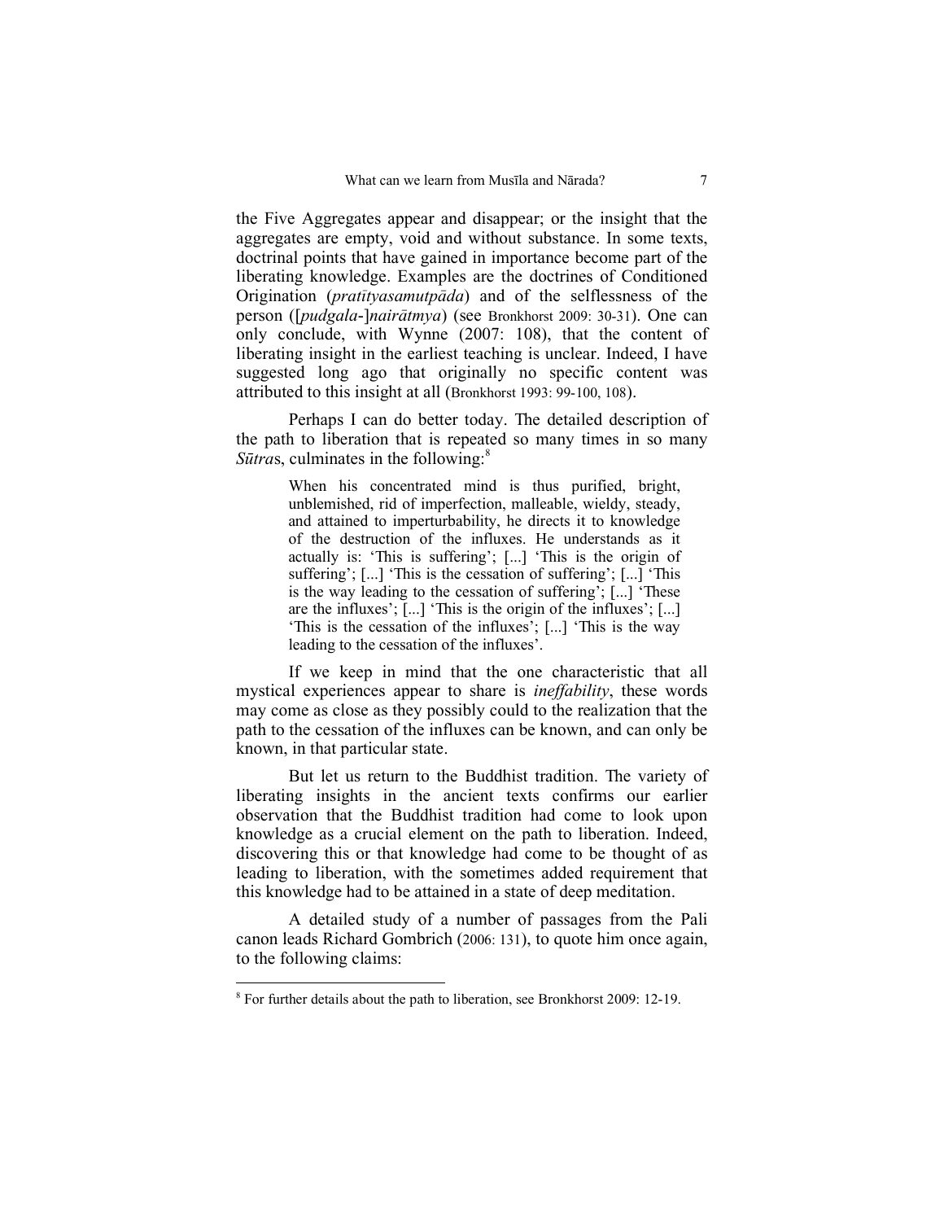the Five Aggregates appear and disappear; or the insight that the aggregates are empty, void and without substance. In some texts, doctrinal points that have gained in importance become part of the liberating knowledge. Examples are the doctrines of Conditioned Origination (*pratītyasamutpāda*) and of the selflessness of the person ([*pudgala*-]*nairātmya*) (see Bronkhorst 2009: 30-31). One can only conclude, with Wynne (2007: 108), that the content of liberating insight in the earliest teaching is unclear. Indeed, I have suggested long ago that originally no specific content was attributed to this insight at all (Bronkhorst 1993: 99-100, 108).

Perhaps I can do better today. The detailed description of the path to liberation that is repeated so many times in so many *Sūtra*s, culminates in the following:[8]

> When his concentrated mind is thus purified, bright, unblemished, rid of imperfection, malleable, wieldy, steady, and attained to imperturbability, he directs it to knowledge of the destruction of the influxes. He understands as it actually is: 'This is suffering'; [...] 'This is the origin of suffering'; [...] 'This is the cessation of suffering'; [...] 'This is the way leading to the cessation of suffering'; [...] 'These are the influxes'; [...] 'This is the origin of the influxes'; [...] 'This is the cessation of the influxes'; [...] 'This is the way leading to the cessation of the influxes'.

If we keep in mind that the one characteristic that all mystical experiences appear to share is *ineffability*, these words may come as close as they possibly could to the realization that the path to the cessation of the influxes can be known, and can only be known, in that particular state.

But let us return to the Buddhist tradition. The variety of liberating insights in the ancient texts confirms our earlier observation that the Buddhist tradition had come to look upon knowledge as a crucial element on the path to liberation. Indeed, discovering this or that knowledge had come to be thought of as leading to liberation, with the sometimes added requirement that this knowledge had to be attained in a state of deep meditation.

A detailed study of a number of passages from the Pali canon leads Richard Gombrich (2006: 131), to quote him once again, to the following claims:

[8] For further details about the path to liberation, see Bronkhorst 2009: 12-19.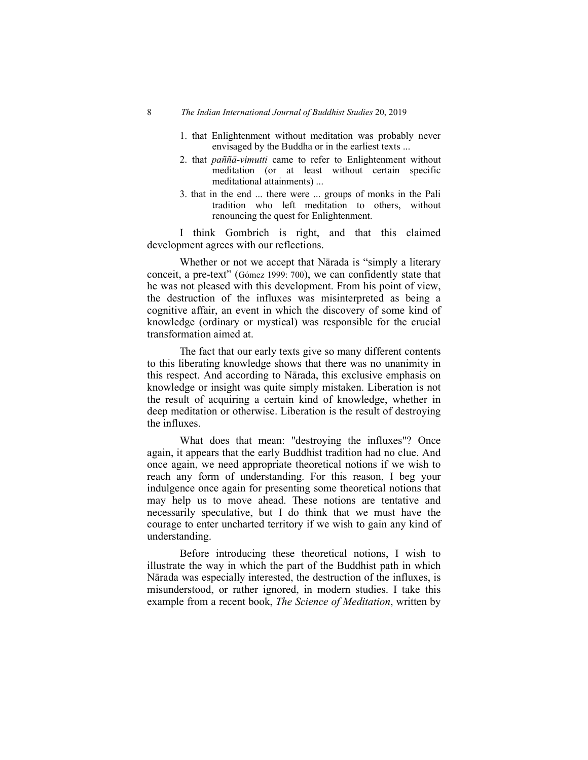1. that Enlightenment without meditation was probably never envisaged by the Buddha or in the earliest texts ...
2. that *paññā-vimutti* came to refer to Enlightenment without meditation (or at least without certain specific meditational attainments) ...
3. that in the end ... there were ... groups of monks in the Pali tradition who left meditation to others, without renouncing the quest for Enlightenment.

I think Gombrich is right, and that this claimed development agrees with our reflections.

Whether or not we accept that Nārada is "simply a literary conceit, a pre-text" (Gómez 1999: 700), we can confidently state that he was not pleased with this development. From his point of view, the destruction of the influxes was misinterpreted as being a cognitive affair, an event in which the discovery of some kind of knowledge (ordinary or mystical) was responsible for the crucial transformation aimed at.

The fact that our early texts give so many different contents to this liberating knowledge shows that there was no unanimity in this respect. And according to Nārada, this exclusive emphasis on knowledge or insight was quite simply mistaken. Liberation is not the result of acquiring a certain kind of knowledge, whether in deep meditation or otherwise. Liberation is the result of destroying the influxes.

What does that mean: "destroying the influxes"? Once again, it appears that the early Buddhist tradition had no clue. And once again, we need appropriate theoretical notions if we wish to reach any form of understanding. For this reason, I beg your indulgence once again for presenting some theoretical notions that may help us to move ahead. These notions are tentative and necessarily speculative, but I do think that we must have the courage to enter uncharted territory if we wish to gain any kind of understanding.

Before introducing these theoretical notions, I wish to illustrate the way in which the part of the Buddhist path in which Nārada was especially interested, the destruction of the influxes, is misunderstood, or rather ignored, in modern studies. I take this example from a recent book, *The Science of Meditation*, written by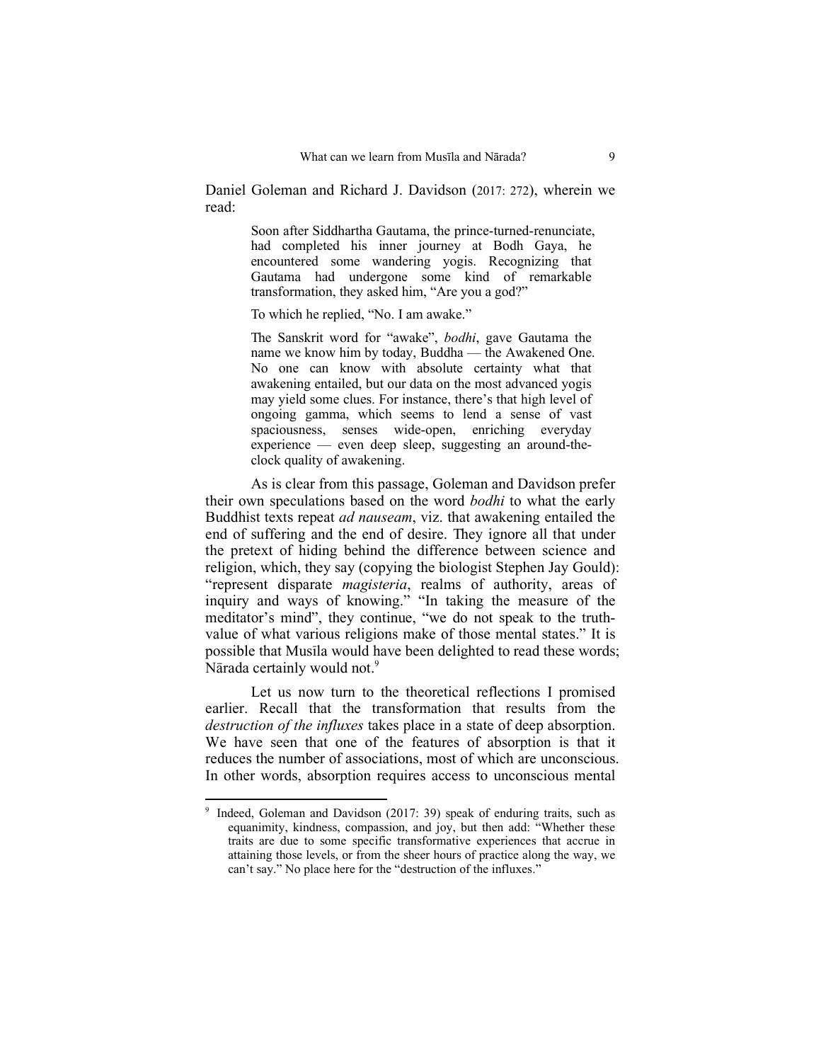Daniel Goleman and Richard J. Davidson (2017: 272), wherein we read:

> Soon after Siddhartha Gautama, the prince-turned-renunciate, had completed his inner journey at Bodh Gaya, he encountered some wandering yogis. Recognizing that Gautama had undergone some kind of remarkable transformation, they asked him, "Are you a god?"
>
> To which he replied, "No. I am awake."
>
> The Sanskrit word for "awake", *bodhi*, gave Gautama the name we know him by today, Buddha — the Awakened One. No one can know with absolute certainty what that awakening entailed, but our data on the most advanced yogis may yield some clues. For instance, there's that high level of ongoing gamma, which seems to lend a sense of vast spaciousness, senses wide-open, enriching everyday experience — even deep sleep, suggesting an around-the-clock quality of awakening.

As is clear from this passage, Goleman and Davidson prefer their own speculations based on the word *bodhi* to what the early Buddhist texts repeat *ad nauseam*, viz. that awakening entailed the end of suffering and the end of desire. They ignore all that under the pretext of hiding behind the difference between science and religion, which, they say (copying the biologist Stephen Jay Gould): "represent disparate *magisteria*, realms of authority, areas of inquiry and ways of knowing." "In taking the measure of the meditator's mind", they continue, "we do not speak to the truth-value of what various religions make of those mental states." It is possible that Musīla would have been delighted to read these words; Nārada certainly would not.[9]

Let us now turn to the theoretical reflections I promised earlier. Recall that the transformation that results from the *destruction of the influxes* takes place in a state of deep absorption. We have seen that one of the features of absorption is that it reduces the number of associations, most of which are unconscious. In other words, absorption requires access to unconscious mental

---

[9] Indeed, Goleman and Davidson (2017: 39) speak of enduring traits, such as equanimity, kindness, compassion, and joy, but then add: "Whether these traits are due to some specific transformative experiences that accrue in attaining those levels, or from the sheer hours of practice along the way, we can't say." No place here for the "destruction of the influxes."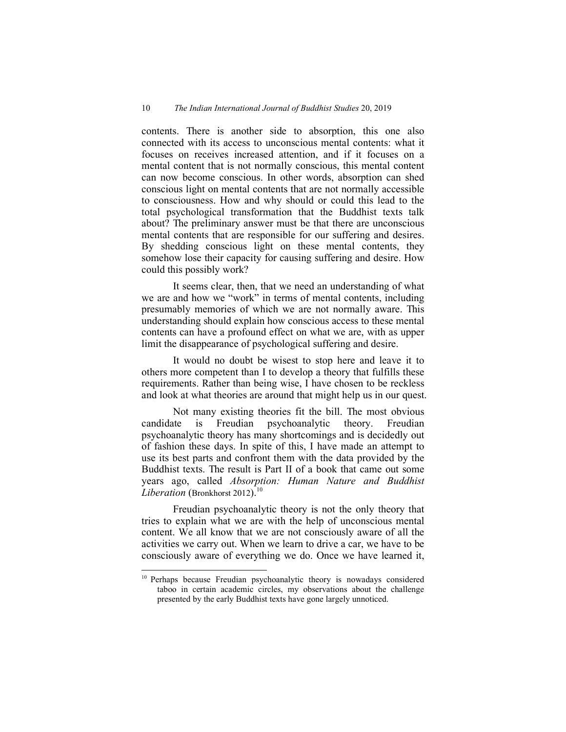contents. There is another side to absorption, this one also connected with its access to unconscious mental contents: what it focuses on receives increased attention, and if it focuses on a mental content that is not normally conscious, this mental content can now become conscious. In other words, absorption can shed conscious light on mental contents that are not normally accessible to consciousness. How and why should or could this lead to the total psychological transformation that the Buddhist texts talk about? The preliminary answer must be that there are unconscious mental contents that are responsible for our suffering and desires. By shedding conscious light on these mental contents, they somehow lose their capacity for causing suffering and desire. How could this possibly work?

It seems clear, then, that we need an understanding of what we are and how we "work" in terms of mental contents, including presumably memories of which we are not normally aware. This understanding should explain how conscious access to these mental contents can have a profound effect on what we are, with as upper limit the disappearance of psychological suffering and desire.

It would no doubt be wisest to stop here and leave it to others more competent than I to develop a theory that fulfills these requirements. Rather than being wise, I have chosen to be reckless and look at what theories are around that might help us in our quest.

Not many existing theories fit the bill. The most obvious candidate is Freudian psychoanalytic theory. Freudian psychoanalytic theory has many shortcomings and is decidedly out of fashion these days. In spite of this, I have made an attempt to use its best parts and confront them with the data provided by the Buddhist texts. The result is Part II of a book that came out some years ago, called *Absorption: Human Nature and Buddhist Liberation* (Bronkhorst 2012).[10]

Freudian psychoanalytic theory is not the only theory that tries to explain what we are with the help of unconscious mental content. We all know that we are not consciously aware of all the activities we carry out. When we learn to drive a car, we have to be consciously aware of everything we do. Once we have learned it,

---

[10] Perhaps because Freudian psychoanalytic theory is nowadays considered taboo in certain academic circles, my observations about the challenge presented by the early Buddhist texts have gone largely unnoticed.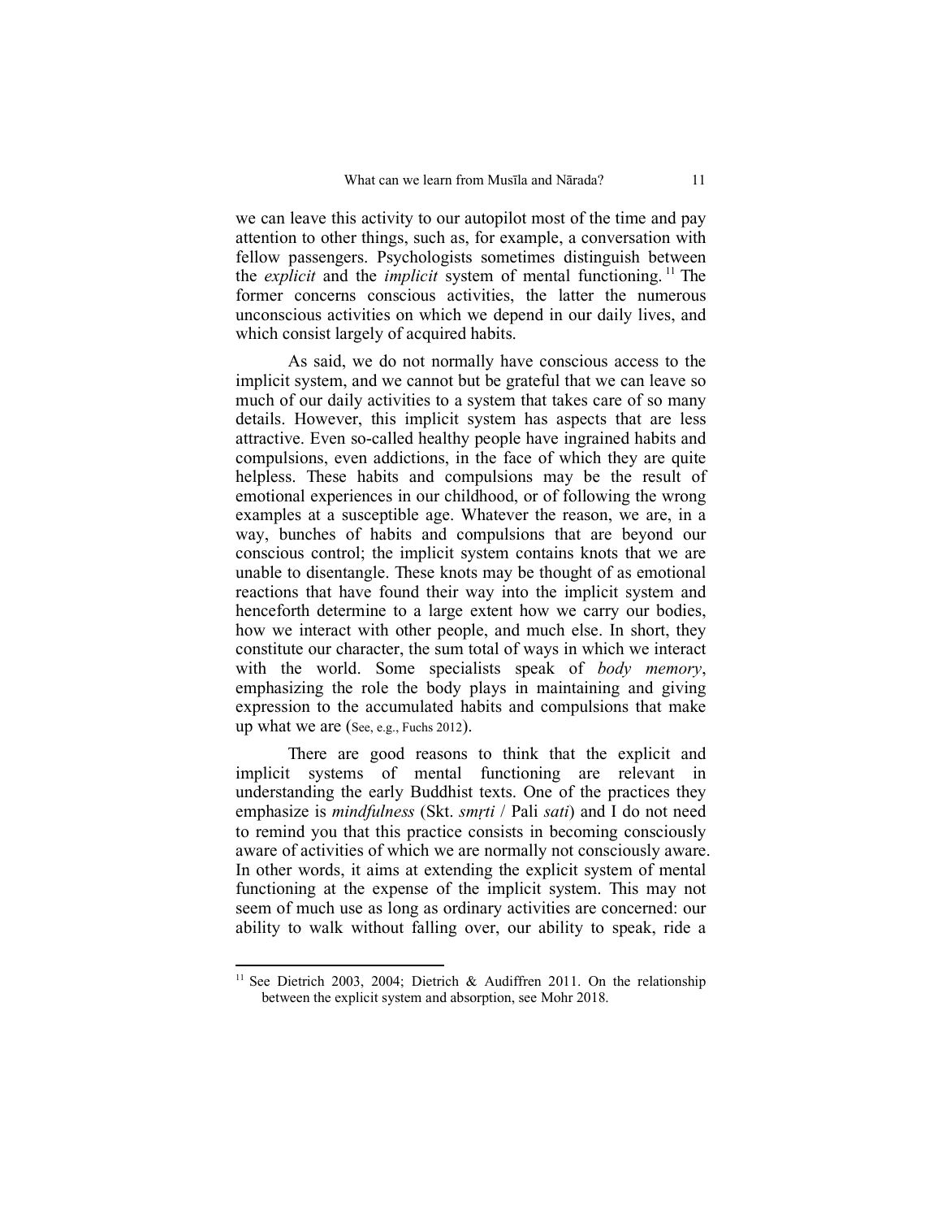we can leave this activity to our autopilot most of the time and pay attention to other things, such as, for example, a conversation with fellow passengers. Psychologists sometimes distinguish between the *explicit* and the *implicit* system of mental functioning.[11] The former concerns conscious activities, the latter the numerous unconscious activities on which we depend in our daily lives, and which consist largely of acquired habits.

As said, we do not normally have conscious access to the implicit system, and we cannot but be grateful that we can leave so much of our daily activities to a system that takes care of so many details. However, this implicit system has aspects that are less attractive. Even so-called healthy people have ingrained habits and compulsions, even addictions, in the face of which they are quite helpless. These habits and compulsions may be the result of emotional experiences in our childhood, or of following the wrong examples at a susceptible age. Whatever the reason, we are, in a way, bunches of habits and compulsions that are beyond our conscious control; the implicit system contains knots that we are unable to disentangle. These knots may be thought of as emotional reactions that have found their way into the implicit system and henceforth determine to a large extent how we carry our bodies, how we interact with other people, and much else. In short, they constitute our character, the sum total of ways in which we interact with the world. Some specialists speak of *body memory*, emphasizing the role the body plays in maintaining and giving expression to the accumulated habits and compulsions that make up what we are (See, e.g., Fuchs 2012).

There are good reasons to think that the explicit and implicit systems of mental functioning are relevant in understanding the early Buddhist texts. One of the practices they emphasize is *mindfulness* (Skt. *smṛti* / Pali *sati*) and I do not need to remind you that this practice consists in becoming consciously aware of activities of which we are normally not consciously aware. In other words, it aims at extending the explicit system of mental functioning at the expense of the implicit system. This may not seem of much use as long as ordinary activities are concerned: our ability to walk without falling over, our ability to speak, ride a

[11] See Dietrich 2003, 2004; Dietrich & Audiffren 2011. On the relationship between the explicit system and absorption, see Mohr 2018.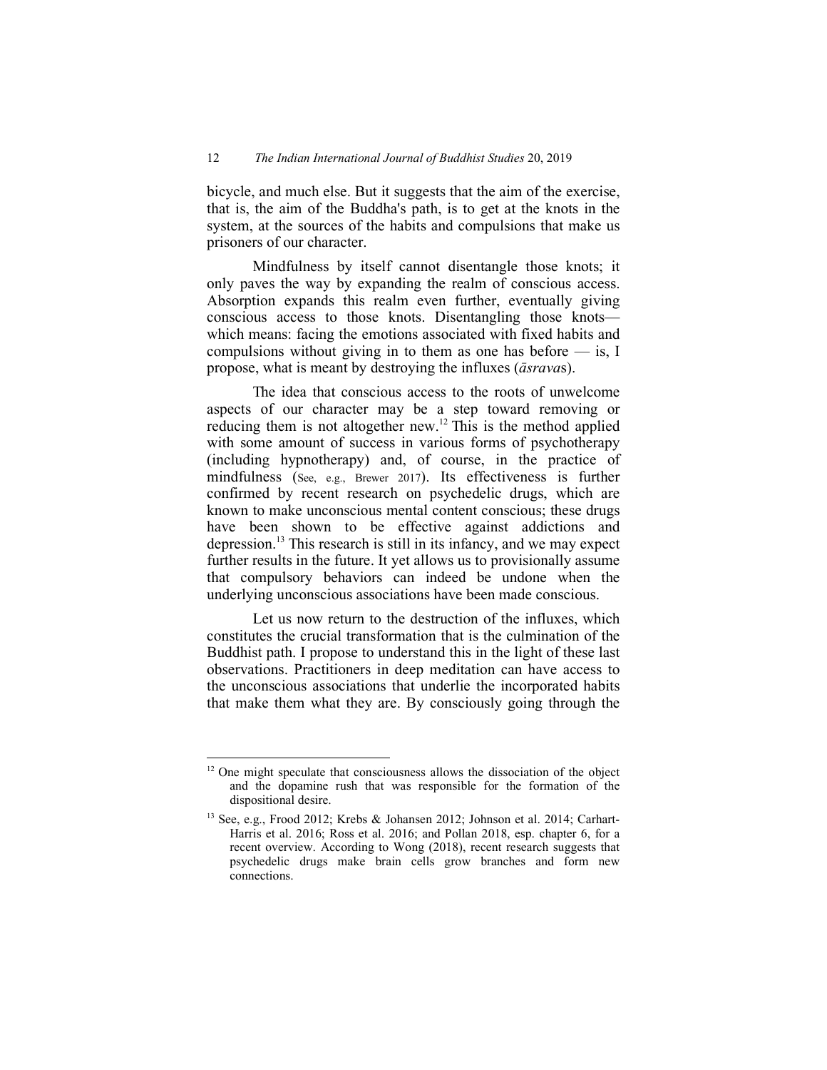bicycle, and much else. But it suggests that the aim of the exercise, that is, the aim of the Buddha's path, is to get at the knots in the system, at the sources of the habits and compulsions that make us prisoners of our character.

Mindfulness by itself cannot disentangle those knots; it only paves the way by expanding the realm of conscious access. Absorption expands this realm even further, eventually giving conscious access to those knots. Disentangling those knots— which means: facing the emotions associated with fixed habits and compulsions without giving in to them as one has before — is, I propose, what is meant by destroying the influxes (*āsrava*s).

The idea that conscious access to the roots of unwelcome aspects of our character may be a step toward removing or reducing them is not altogether new.[12] This is the method applied with some amount of success in various forms of psychotherapy (including hypnotherapy) and, of course, in the practice of mindfulness (See, e.g., Brewer 2017). Its effectiveness is further confirmed by recent research on psychedelic drugs, which are known to make unconscious mental content conscious; these drugs have been shown to be effective against addictions and depression.[13] This research is still in its infancy, and we may expect further results in the future. It yet allows us to provisionally assume that compulsory behaviors can indeed be undone when the underlying unconscious associations have been made conscious.

Let us now return to the destruction of the influxes, which constitutes the crucial transformation that is the culmination of the Buddhist path. I propose to understand this in the light of these last observations. Practitioners in deep meditation can have access to the unconscious associations that underlie the incorporated habits that make them what they are. By consciously going through the

---

[12] One might speculate that consciousness allows the dissociation of the object and the dopamine rush that was responsible for the formation of the dispositional desire.

[13] See, e.g., Frood 2012; Krebs & Johansen 2012; Johnson et al. 2014; Carhart-Harris et al. 2016; Ross et al. 2016; and Pollan 2018, esp. chapter 6, for a recent overview. According to Wong (2018), recent research suggests that psychedelic drugs make brain cells grow branches and form new connections.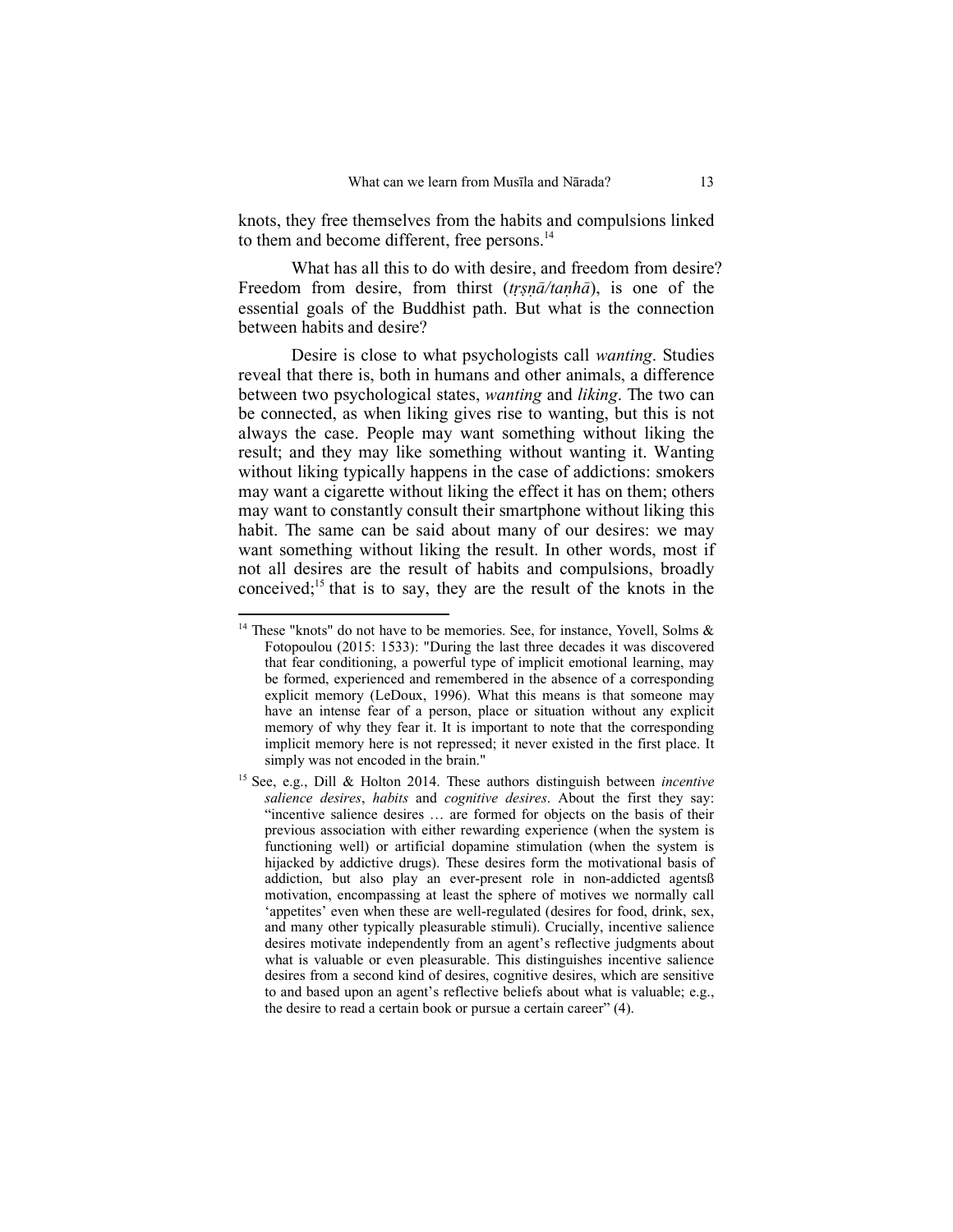knots, they free themselves from the habits and compulsions linked to them and become different, free persons.[14]

What has all this to do with desire, and freedom from desire? Freedom from desire, from thirst (*tṛṣṇā/taṇhā*), is one of the essential goals of the Buddhist path. But what is the connection between habits and desire?

Desire is close to what psychologists call *wanting*. Studies reveal that there is, both in humans and other animals, a difference between two psychological states, *wanting* and *liking*. The two can be connected, as when liking gives rise to wanting, but this is not always the case. People may want something without liking the result; and they may like something without wanting it. Wanting without liking typically happens in the case of addictions: smokers may want a cigarette without liking the effect it has on them; others may want to constantly consult their smartphone without liking this habit. The same can be said about many of our desires: we may want something without liking the result. In other words, most if not all desires are the result of habits and compulsions, broadly conceived;[15] that is to say, they are the result of the knots in the

---

[14] These "knots" do not have to be memories. See, for instance, Yovell, Solms & Fotopoulou (2015: 1533): "During the last three decades it was discovered that fear conditioning, a powerful type of implicit emotional learning, may be formed, experienced and remembered in the absence of a corresponding explicit memory (LeDoux, 1996). What this means is that someone may have an intense fear of a person, place or situation without any explicit memory of why they fear it. It is important to note that the corresponding implicit memory here is not repressed; it never existed in the first place. It simply was not encoded in the brain."

[15] See, e.g., Dill & Holton 2014. These authors distinguish between *incentive salience desires*, *habits* and *cognitive desires*. About the first they say: "incentive salience desires … are formed for objects on the basis of their previous association with either rewarding experience (when the system is functioning well) or artificial dopamine stimulation (when the system is hijacked by addictive drugs). These desires form the motivational basis of addiction, but also play an ever-present role in non-addicted agentsß motivation, encompassing at least the sphere of motives we normally call 'appetites' even when these are well-regulated (desires for food, drink, sex, and many other typically pleasurable stimuli). Crucially, incentive salience desires motivate independently from an agent's reflective judgments about what is valuable or even pleasurable. This distinguishes incentive salience desires from a second kind of desires, cognitive desires, which are sensitive to and based upon an agent's reflective beliefs about what is valuable; e.g., the desire to read a certain book or pursue a certain career" (4).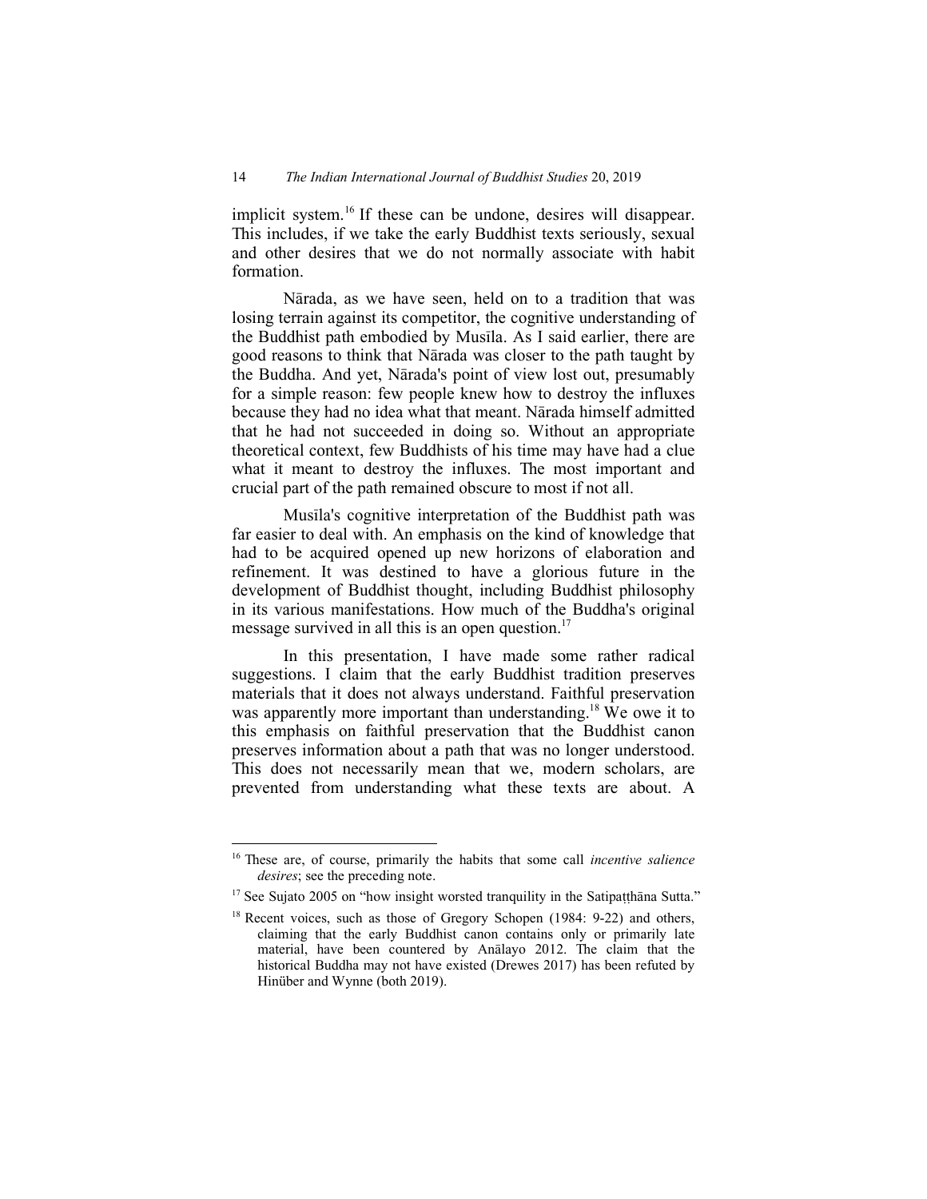implicit system.[16] If these can be undone, desires will disappear. This includes, if we take the early Buddhist texts seriously, sexual and other desires that we do not normally associate with habit formation.

Nārada, as we have seen, held on to a tradition that was losing terrain against its competitor, the cognitive understanding of the Buddhist path embodied by Musīla. As I said earlier, there are good reasons to think that Nārada was closer to the path taught by the Buddha. And yet, Nārada's point of view lost out, presumably for a simple reason: few people knew how to destroy the influxes because they had no idea what that meant. Nārada himself admitted that he had not succeeded in doing so. Without an appropriate theoretical context, few Buddhists of his time may have had a clue what it meant to destroy the influxes. The most important and crucial part of the path remained obscure to most if not all.

Musīla's cognitive interpretation of the Buddhist path was far easier to deal with. An emphasis on the kind of knowledge that had to be acquired opened up new horizons of elaboration and refinement. It was destined to have a glorious future in the development of Buddhist thought, including Buddhist philosophy in its various manifestations. How much of the Buddha's original message survived in all this is an open question.[17]

In this presentation, I have made some rather radical suggestions. I claim that the early Buddhist tradition preserves materials that it does not always understand. Faithful preservation was apparently more important than understanding.[18] We owe it to this emphasis on faithful preservation that the Buddhist canon preserves information about a path that was no longer understood. This does not necessarily mean that we, modern scholars, are prevented from understanding what these texts are about. A

---

[16] These are, of course, primarily the habits that some call *incentive salience desires*; see the preceding note.

[17] See Sujato 2005 on "how insight worsted tranquility in the Satipaṭṭhāna Sutta."

[18] Recent voices, such as those of Gregory Schopen (1984: 9-22) and others, claiming that the early Buddhist canon contains only or primarily late material, have been countered by Anālayo 2012. The claim that the historical Buddha may not have existed (Drewes 2017) has been refuted by Hinüber and Wynne (both 2019).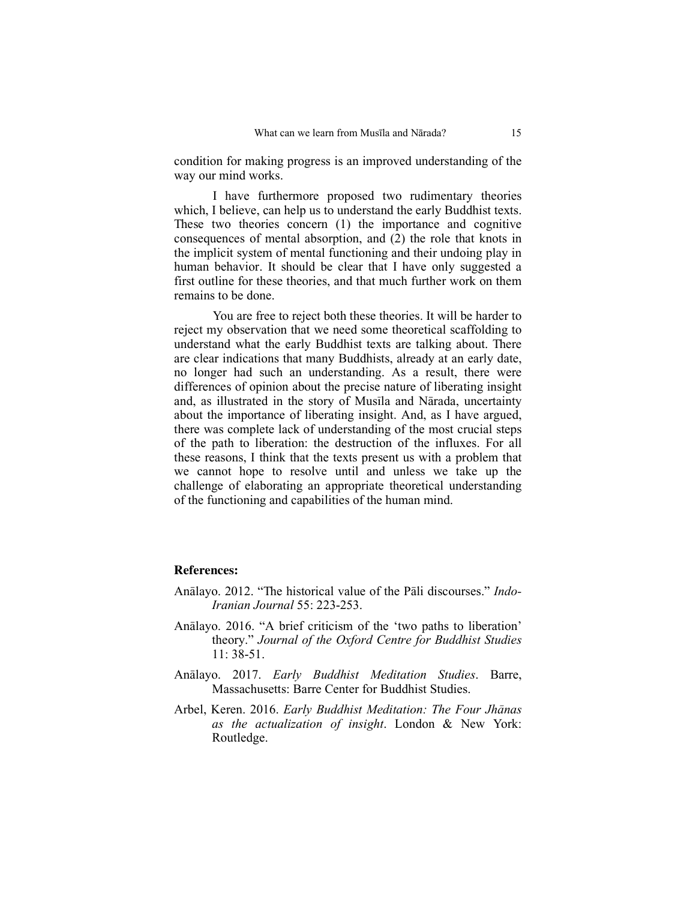condition for making progress is an improved understanding of the way our mind works.

I have furthermore proposed two rudimentary theories which, I believe, can help us to understand the early Buddhist texts. These two theories concern (1) the importance and cognitive consequences of mental absorption, and (2) the role that knots in the implicit system of mental functioning and their undoing play in human behavior. It should be clear that I have only suggested a first outline for these theories, and that much further work on them remains to be done.

You are free to reject both these theories. It will be harder to reject my observation that we need some theoretical scaffolding to understand what the early Buddhist texts are talking about. There are clear indications that many Buddhists, already at an early date, no longer had such an understanding. As a result, there were differences of opinion about the precise nature of liberating insight and, as illustrated in the story of Musīla and Nārada, uncertainty about the importance of liberating insight. And, as I have argued, there was complete lack of understanding of the most crucial steps of the path to liberation: the destruction of the influxes. For all these reasons, I think that the texts present us with a problem that we cannot hope to resolve until and unless we take up the challenge of elaborating an appropriate theoretical understanding of the functioning and capabilities of the human mind.

**References:**

Anālayo. 2012. "The historical value of the Pāli discourses." *Indo-Iranian Journal* 55: 223-253.

Anālayo. 2016. "A brief criticism of the 'two paths to liberation' theory." *Journal of the Oxford Centre for Buddhist Studies* 11: 38-51.

Anālayo. 2017. *Early Buddhist Meditation Studies*. Barre, Massachusetts: Barre Center for Buddhist Studies.

Arbel, Keren. 2016. *Early Buddhist Meditation: The Four Jhānas as the actualization of insight*. London & New York: Routledge.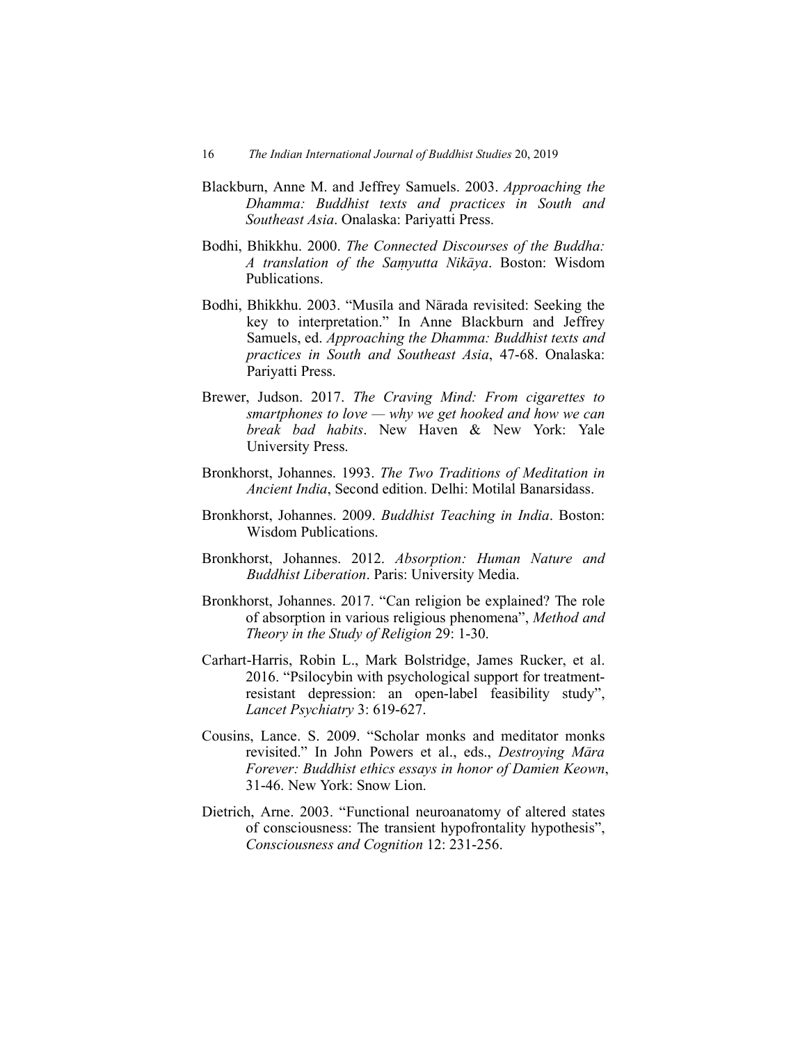Blackburn, Anne M. and Jeffrey Samuels. 2003. *Approaching the Dhamma: Buddhist texts and practices in South and Southeast Asia*. Onalaska: Pariyatti Press.

Bodhi, Bhikkhu. 2000. *The Connected Discourses of the Buddha: A translation of the Saṃyutta Nikāya*. Boston: Wisdom Publications.

Bodhi, Bhikkhu. 2003. "Musīla and Nārada revisited: Seeking the key to interpretation." In Anne Blackburn and Jeffrey Samuels, ed. *Approaching the Dhamma: Buddhist texts and practices in South and Southeast Asia*, 47-68. Onalaska: Pariyatti Press.

Brewer, Judson. 2017. *The Craving Mind: From cigarettes to smartphones to love — why we get hooked and how we can break bad habits*. New Haven & New York: Yale University Press.

Bronkhorst, Johannes. 1993. *The Two Traditions of Meditation in Ancient India*, Second edition. Delhi: Motilal Banarsidass.

Bronkhorst, Johannes. 2009. *Buddhist Teaching in India*. Boston: Wisdom Publications.

Bronkhorst, Johannes. 2012. *Absorption: Human Nature and Buddhist Liberation*. Paris: University Media.

Bronkhorst, Johannes. 2017. "Can religion be explained? The role of absorption in various religious phenomena", *Method and Theory in the Study of Religion* 29: 1-30.

Carhart-Harris, Robin L., Mark Bolstridge, James Rucker, et al. 2016. "Psilocybin with psychological support for treatment-resistant depression: an open-label feasibility study", *Lancet Psychiatry* 3: 619-627.

Cousins, Lance. S. 2009. "Scholar monks and meditator monks revisited." In John Powers et al., eds., *Destroying Māra Forever: Buddhist ethics essays in honor of Damien Keown*, 31-46. New York: Snow Lion.

Dietrich, Arne. 2003. "Functional neuroanatomy of altered states of consciousness: The transient hypofrontality hypothesis", *Consciousness and Cognition* 12: 231-256.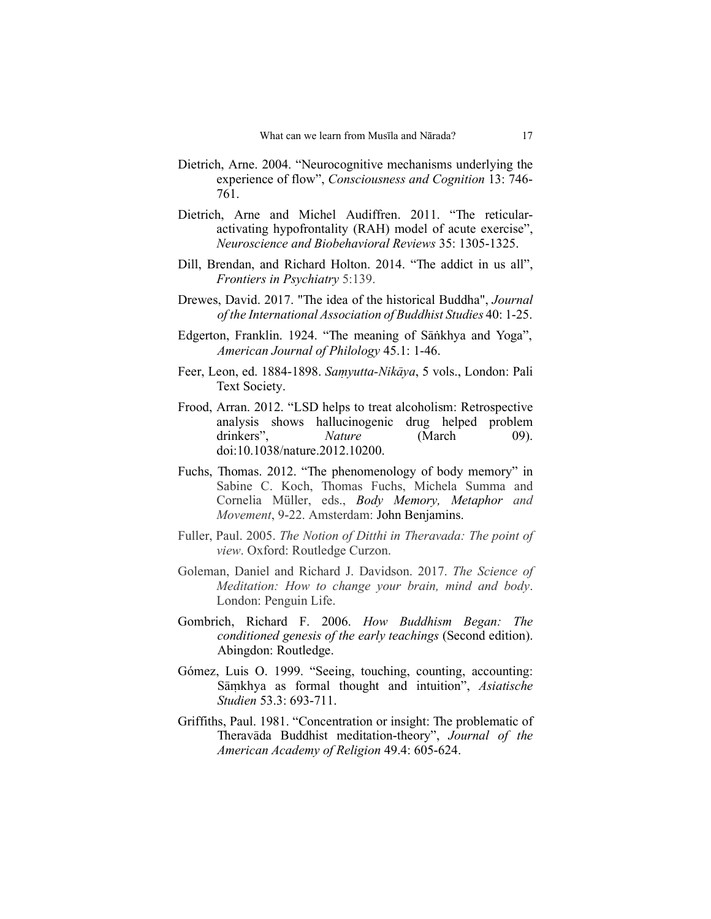Dietrich, Arne. 2004. "Neurocognitive mechanisms underlying the experience of flow", *Consciousness and Cognition* 13: 746-761.

Dietrich, Arne and Michel Audiffren. 2011. "The reticular-activating hypofrontality (RAH) model of acute exercise", *Neuroscience and Biobehavioral Reviews* 35: 1305-1325.

Dill, Brendan, and Richard Holton. 2014. "The addict in us all", *Frontiers in Psychiatry* 5:139.

Drewes, David. 2017. "The idea of the historical Buddha", *Journal of the International Association of Buddhist Studies* 40: 1-25.

Edgerton, Franklin. 1924. "The meaning of Sāṅkhya and Yoga", *American Journal of Philology* 45.1: 1-46.

Feer, Leon, ed. 1884-1898. *Saṃyutta-Nikāya*, 5 vols., London: Pali Text Society.

Frood, Arran. 2012. "LSD helps to treat alcoholism: Retrospective analysis shows hallucinogenic drug helped problem drinkers", *Nature* (March 09). doi:10.1038/nature.2012.10200.

Fuchs, Thomas. 2012. "The phenomenology of body memory" in Sabine C. Koch, Thomas Fuchs, Michela Summa and Cornelia Müller, eds., *Body Memory, Metaphor and Movement*, 9-22. Amsterdam: John Benjamins.

Fuller, Paul. 2005. *The Notion of Ditthi in Theravada: The point of view*. Oxford: Routledge Curzon.

Goleman, Daniel and Richard J. Davidson. 2017. *The Science of Meditation: How to change your brain, mind and body*. London: Penguin Life.

Gombrich, Richard F. 2006. *How Buddhism Began: The conditioned genesis of the early teachings* (Second edition). Abingdon: Routledge.

Gómez, Luis O. 1999. "Seeing, touching, counting, accounting: Sāṃkhya as formal thought and intuition", *Asiatische Studien* 53.3: 693-711.

Griffiths, Paul. 1981. "Concentration or insight: The problematic of Theravāda Buddhist meditation-theory", *Journal of the American Academy of Religion* 49.4: 605-624.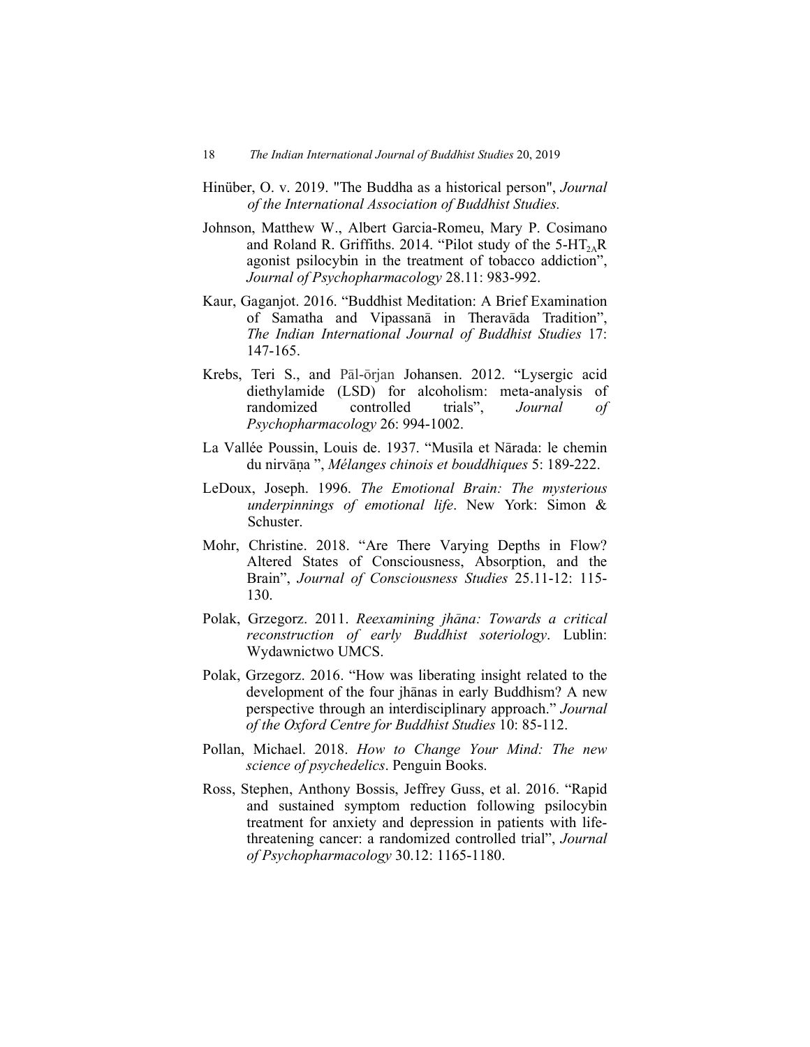Hinüber, O. v. 2019. "The Buddha as a historical person", *Journal of the International Association of Buddhist Studies.*

Johnson, Matthew W., Albert Garcia-Romeu, Mary P. Cosimano and Roland R. Griffiths. 2014. "Pilot study of the 5-$HT_{2A}R$ agonist psilocybin in the treatment of tobacco addiction", *Journal of Psychopharmacology* 28.11: 983-992.

Kaur, Gaganjot. 2016. "Buddhist Meditation: A Brief Examination of Samatha and Vipassanā in Theravāda Tradition", *The Indian International Journal of Buddhist Studies* 17: 147-165.

Krebs, Teri S., and Pāl-ōrjan Johansen. 2012. "Lysergic acid diethylamide (LSD) for alcoholism: meta-analysis of randomized controlled trials", *Journal of Psychopharmacology* 26: 994-1002.

La Vallée Poussin, Louis de. 1937. "Musīla et Nārada: le chemin du nirvāṇa ", *Mélanges chinois et bouddhiques* 5: 189-222.

LeDoux, Joseph. 1996. *The Emotional Brain: The mysterious underpinnings of emotional life*. New York: Simon & Schuster.

Mohr, Christine. 2018. "Are There Varying Depths in Flow? Altered States of Consciousness, Absorption, and the Brain", *Journal of Consciousness Studies* 25.11-12: 115-130.

Polak, Grzegorz. 2011. *Reexamining jhāna: Towards a critical reconstruction of early Buddhist soteriology*. Lublin: Wydawnictwo UMCS.

Polak, Grzegorz. 2016. "How was liberating insight related to the development of the four jhānas in early Buddhism? A new perspective through an interdisciplinary approach." *Journal of the Oxford Centre for Buddhist Studies* 10: 85-112.

Pollan, Michael. 2018. *How to Change Your Mind: The new science of psychedelics*. Penguin Books.

Ross, Stephen, Anthony Bossis, Jeffrey Guss, et al. 2016. "Rapid and sustained symptom reduction following psilocybin treatment for anxiety and depression in patients with life-threatening cancer: a randomized controlled trial", *Journal of Psychopharmacology* 30.12: 1165-1180.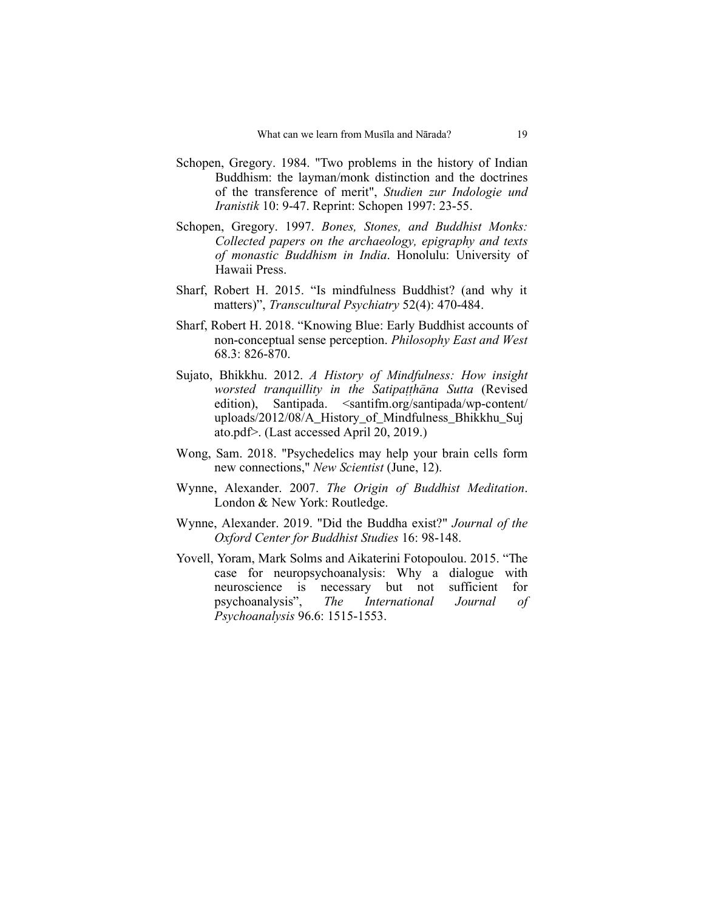Schopen, Gregory. 1984. "Two problems in the history of Indian Buddhism: the layman/monk distinction and the doctrines of the transference of merit", *Studien zur Indologie und Iranistik* 10: 9-47. Reprint: Schopen 1997: 23-55.

Schopen, Gregory. 1997. *Bones, Stones, and Buddhist Monks: Collected papers on the archaeology, epigraphy and texts of monastic Buddhism in India*. Honolulu: University of Hawaii Press.

Sharf, Robert H. 2015. "Is mindfulness Buddhist? (and why it matters)", *Transcultural Psychiatry* 52(4): 470-484.

Sharf, Robert H. 2018. "Knowing Blue: Early Buddhist accounts of non-conceptual sense perception. *Philosophy East and West* 68.3: 826-870.

Sujato, Bhikkhu. 2012. *A History of Mindfulness: How insight worsted tranquillity in the Satipaṭṭhāna Sutta* (Revised edition), Santipada. <santifm.org/santipada/wp-content/uploads/2012/08/A_History_of_Mindfulness_Bhikkhu_Sujato.pdf>. (Last accessed April 20, 2019.)

Wong, Sam. 2018. "Psychedelics may help your brain cells form new connections," *New Scientist* (June, 12).

Wynne, Alexander. 2007. *The Origin of Buddhist Meditation*. London & New York: Routledge.

Wynne, Alexander. 2019. "Did the Buddha exist?" *Journal of the Oxford Center for Buddhist Studies* 16: 98-148.

Yovell, Yoram, Mark Solms and Aikaterini Fotopoulou. 2015. "The case for neuropsychoanalysis: Why a dialogue with neuroscience is necessary but not sufficient for psychoanalysis", *The International Journal of Psychoanalysis* 96.6: 1515-1553.